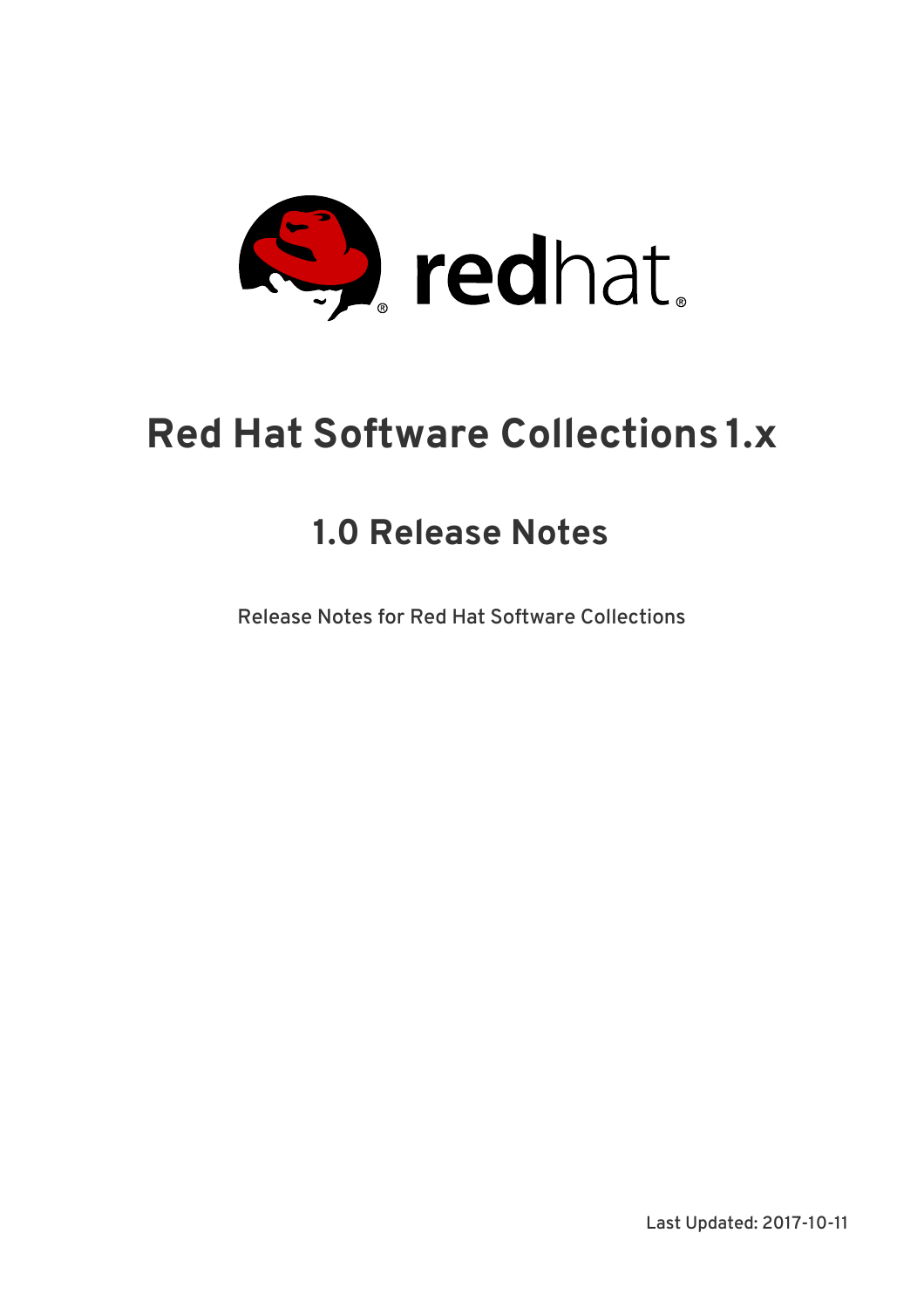# Red Hat Software Collections 1.x

## 1.0 Release Notes

Release Notes for Red Hat Software Collections

Last Updated: 2017-10-11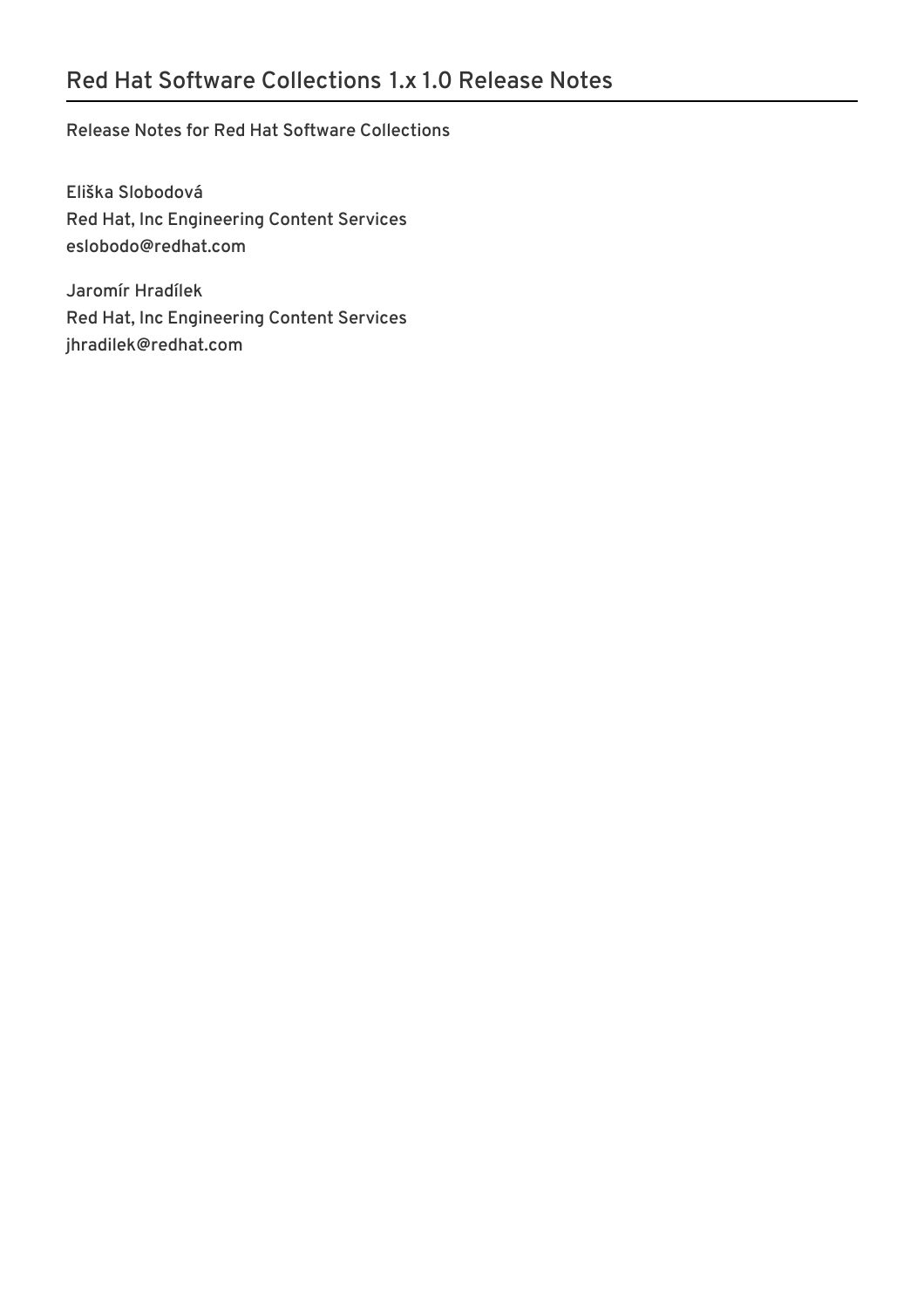# Red Hat Software Collections 1.x 1.0 Release Notes

Release Notes for Red Hat Software Collections

Eliška Slobodová
Red Hat, Inc Engineering Content Services
eslobodo@redhat.com

Jaromír Hradílek
Red Hat, Inc Engineering Content Services
jhradilek@redhat.com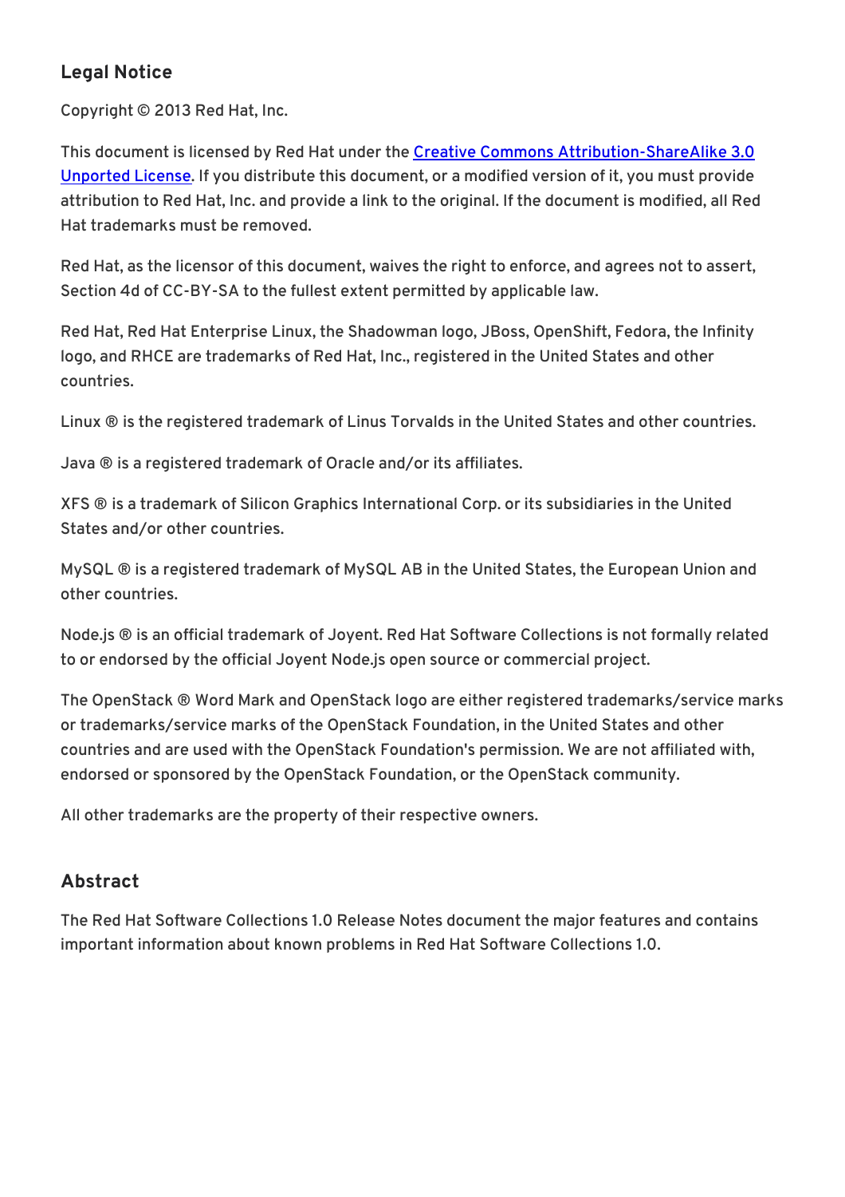## Legal Notice

Copyright © 2013 Red Hat, Inc.

This document is licensed by Red Hat under the [Creative Commons Attribution-ShareAlike 3.0 Unported License](). If you distribute this document, or a modified version of it, you must provide attribution to Red Hat, Inc. and provide a link to the original. If the document is modified, all Red Hat trademarks must be removed.

Red Hat, as the licensor of this document, waives the right to enforce, and agrees not to assert, Section 4d of CC-BY-SA to the fullest extent permitted by applicable law.

Red Hat, Red Hat Enterprise Linux, the Shadowman logo, JBoss, OpenShift, Fedora, the Infinity logo, and RHCE are trademarks of Red Hat, Inc., registered in the United States and other countries.

Linux ® is the registered trademark of Linus Torvalds in the United States and other countries.

Java ® is a registered trademark of Oracle and/or its affiliates.

XFS ® is a trademark of Silicon Graphics International Corp. or its subsidiaries in the United States and/or other countries.

MySQL ® is a registered trademark of MySQL AB in the United States, the European Union and other countries.

Node.js ® is an official trademark of Joyent. Red Hat Software Collections is not formally related to or endorsed by the official Joyent Node.js open source or commercial project.

The OpenStack ® Word Mark and OpenStack logo are either registered trademarks/service marks or trademarks/service marks of the OpenStack Foundation, in the United States and other countries and are used with the OpenStack Foundation's permission. We are not affiliated with, endorsed or sponsored by the OpenStack Foundation, or the OpenStack community.

All other trademarks are the property of their respective owners.

## Abstract

The Red Hat Software Collections 1.0 Release Notes document the major features and contains important information about known problems in Red Hat Software Collections 1.0.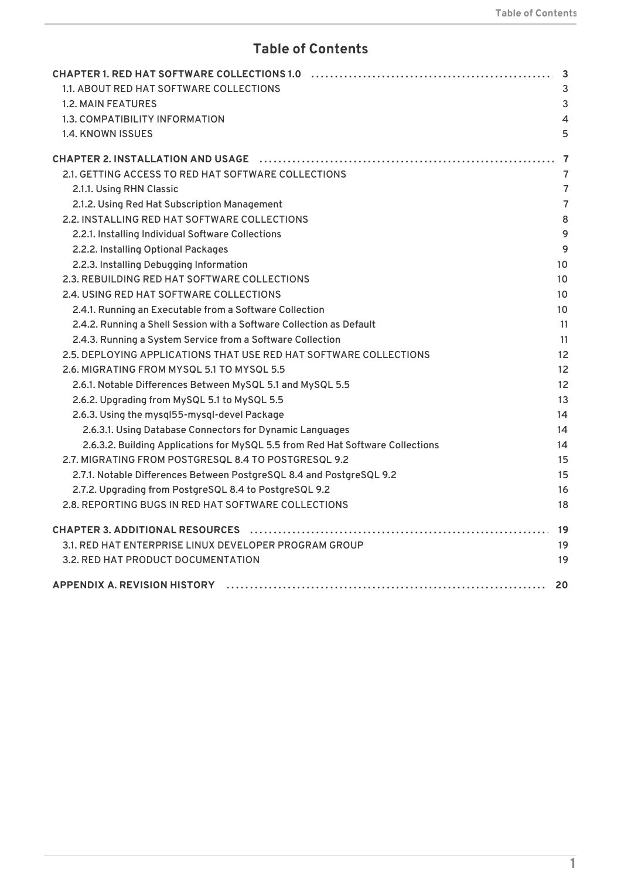# Table of Contents

**CHAPTER 1. RED HAT SOFTWARE COLLECTIONS 1.0** ..... **3**
- 1.1. ABOUT RED HAT SOFTWARE COLLECTIONS ..... 3
- 1.2. MAIN FEATURES ..... 3
- 1.3. COMPATIBILITY INFORMATION ..... 4
- 1.4. KNOWN ISSUES ..... 5

**CHAPTER 2. INSTALLATION AND USAGE** ..... **7**
- 2.1. GETTING ACCESS TO RED HAT SOFTWARE COLLECTIONS ..... 7
  - 2.1.1. Using RHN Classic ..... 7
  - 2.1.2. Using Red Hat Subscription Management ..... 7
- 2.2. INSTALLING RED HAT SOFTWARE COLLECTIONS ..... 8
  - 2.2.1. Installing Individual Software Collections ..... 9
  - 2.2.2. Installing Optional Packages ..... 9
  - 2.2.3. Installing Debugging Information ..... 10
- 2.3. REBUILDING RED HAT SOFTWARE COLLECTIONS ..... 10
- 2.4. USING RED HAT SOFTWARE COLLECTIONS ..... 10
  - 2.4.1. Running an Executable from a Software Collection ..... 10
  - 2.4.2. Running a Shell Session with a Software Collection as Default ..... 11
  - 2.4.3. Running a System Service from a Software Collection ..... 11
- 2.5. DEPLOYING APPLICATIONS THAT USE RED HAT SOFTWARE COLLECTIONS ..... 12
- 2.6. MIGRATING FROM MYSQL 5.1 TO MYSQL 5.5 ..... 12
  - 2.6.1. Notable Differences Between MySQL 5.1 and MySQL 5.5 ..... 12
  - 2.6.2. Upgrading from MySQL 5.1 to MySQL 5.5 ..... 13
  - 2.6.3. Using the mysql55-mysql-devel Package ..... 14
    - 2.6.3.1. Using Database Connectors for Dynamic Languages ..... 14
    - 2.6.3.2. Building Applications for MySQL 5.5 from Red Hat Software Collections ..... 14
- 2.7. MIGRATING FROM POSTGRESQL 8.4 TO POSTGRESQL 9.2 ..... 15
  - 2.7.1. Notable Differences Between PostgreSQL 8.4 and PostgreSQL 9.2 ..... 15
  - 2.7.2. Upgrading from PostgreSQL 8.4 to PostgreSQL 9.2 ..... 16
- 2.8. REPORTING BUGS IN RED HAT SOFTWARE COLLECTIONS ..... 18

**CHAPTER 3. ADDITIONAL RESOURCES** ..... **19**
- 3.1. RED HAT ENTERPRISE LINUX DEVELOPER PROGRAM GROUP ..... 19
- 3.2. RED HAT PRODUCT DOCUMENTATION ..... 19

**APPENDIX A. REVISION HISTORY** ..... **20**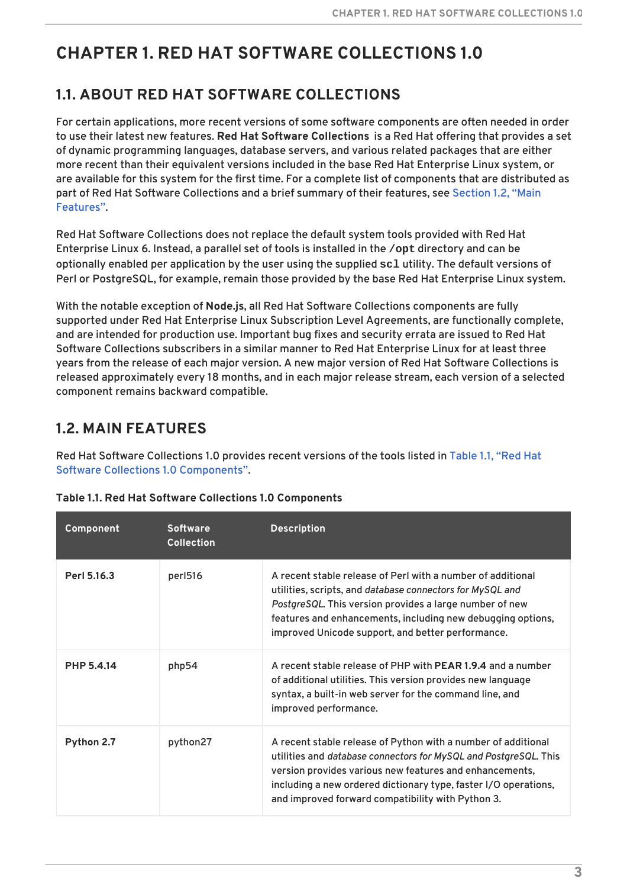# CHAPTER 1. RED HAT SOFTWARE COLLECTIONS 1.0

## 1.1. ABOUT RED HAT SOFTWARE COLLECTIONS

For certain applications, more recent versions of some software components are often needed in order to use their latest new features. **Red Hat Software Collections** is a Red Hat offering that provides a set of dynamic programming languages, database servers, and various related packages that are either more recent than their equivalent versions included in the base Red Hat Enterprise Linux system, or are available for this system for the first time. For a complete list of components that are distributed as part of Red Hat Software Collections and a brief summary of their features, see Section 1.2, "Main Features".

Red Hat Software Collections does not replace the default system tools provided with Red Hat Enterprise Linux 6. Instead, a parallel set of tools is installed in the `/opt` directory and can be optionally enabled per application by the user using the supplied `scl` utility. The default versions of Perl or PostgreSQL, for example, remain those provided by the base Red Hat Enterprise Linux system.

With the notable exception of **Node.js**, all Red Hat Software Collections components are fully supported under Red Hat Enterprise Linux Subscription Level Agreements, are functionally complete, and are intended for production use. Important bug fixes and security errata are issued to Red Hat Software Collections subscribers in a similar manner to Red Hat Enterprise Linux for at least three years from the release of each major version. A new major version of Red Hat Software Collections is released approximately every 18 months, and in each major release stream, each version of a selected component remains backward compatible.

## 1.2. MAIN FEATURES

Red Hat Software Collections 1.0 provides recent versions of the tools listed in Table 1.1, "Red Hat Software Collections 1.0 Components".

**Table 1.1. Red Hat Software Collections 1.0 Components**

| Component | Software Collection | Description |
|---|---|---|
| **Perl 5.16.3** | perl516 | A recent stable release of Perl with a number of additional utilities, scripts, and *database connectors for MySQL and PostgreSQL*. This version provides a large number of new features and enhancements, including new debugging options, improved Unicode support, and better performance. |
| **PHP 5.4.14** | php54 | A recent stable release of PHP with **PEAR 1.9.4** and a number of additional utilities. This version provides new language syntax, a built-in web server for the command line, and improved performance. |
| **Python 2.7** | python27 | A recent stable release of Python with a number of additional utilities and *database connectors for MySQL and PostgreSQL*. This version provides various new features and enhancements, including a new ordered dictionary type, faster I/O operations, and improved forward compatibility with Python 3. |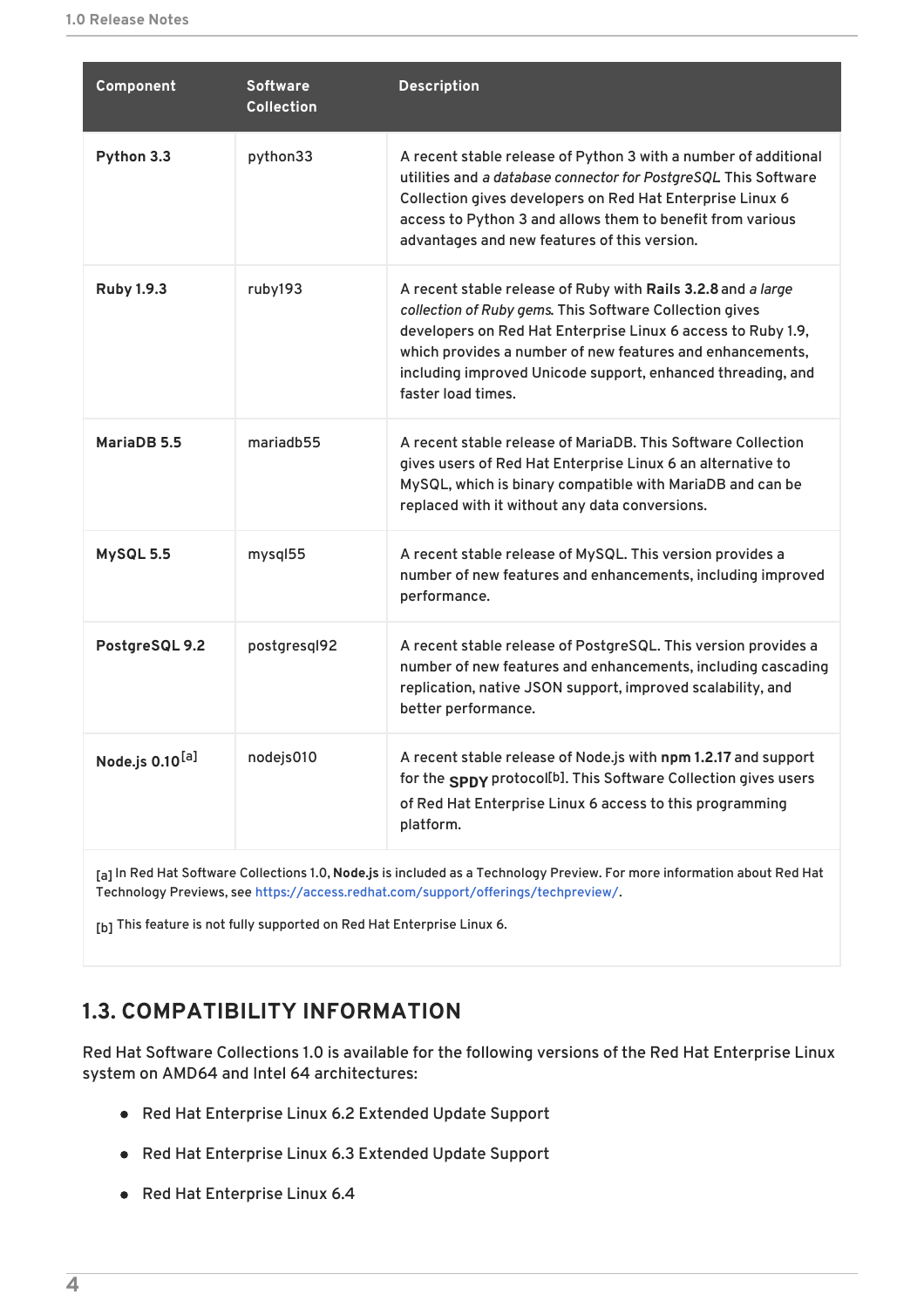| Component | Software Collection | Description |
| --- | --- | --- |
| **Python 3.3** | python33 | A recent stable release of Python 3 with a number of additional utilities and *a database connector for PostgreSQL*. This Software Collection gives developers on Red Hat Enterprise Linux 6 access to Python 3 and allows them to benefit from various advantages and new features of this version. |
| **Ruby 1.9.3** | ruby193 | A recent stable release of Ruby with **Rails 3.2.8** and *a large collection of Ruby gems*. This Software Collection gives developers on Red Hat Enterprise Linux 6 access to Ruby 1.9, which provides a number of new features and enhancements, including improved Unicode support, enhanced threading, and faster load times. |
| **MariaDB 5.5** | mariadb55 | A recent stable release of MariaDB. This Software Collection gives users of Red Hat Enterprise Linux 6 an alternative to MySQL, which is binary compatible with MariaDB and can be replaced with it without any data conversions. |
| **MySQL 5.5** | mysql55 | A recent stable release of MySQL. This version provides a number of new features and enhancements, including improved performance. |
| **PostgreSQL 9.2** | postgresql92 | A recent stable release of PostgreSQL. This version provides a number of new features and enhancements, including cascading replication, native JSON support, improved scalability, and better performance. |
| **Node.js 0.10**[a] | nodejs010 | A recent stable release of Node.js with **npm 1.2.17** and support for the **SPDY** protocol[b]. This Software Collection gives users of Red Hat Enterprise Linux 6 access to this programming platform. |

[a] In Red Hat Software Collections 1.0, **Node.js** is included as a Technology Preview. For more information about Red Hat Technology Previews, see https://access.redhat.com/support/offerings/techpreview/.

[b] This feature is not fully supported on Red Hat Enterprise Linux 6.

## 1.3. COMPATIBILITY INFORMATION

Red Hat Software Collections 1.0 is available for the following versions of the Red Hat Enterprise Linux system on AMD64 and Intel 64 architectures:

- Red Hat Enterprise Linux 6.2 Extended Update Support
- Red Hat Enterprise Linux 6.3 Extended Update Support
- Red Hat Enterprise Linux 6.4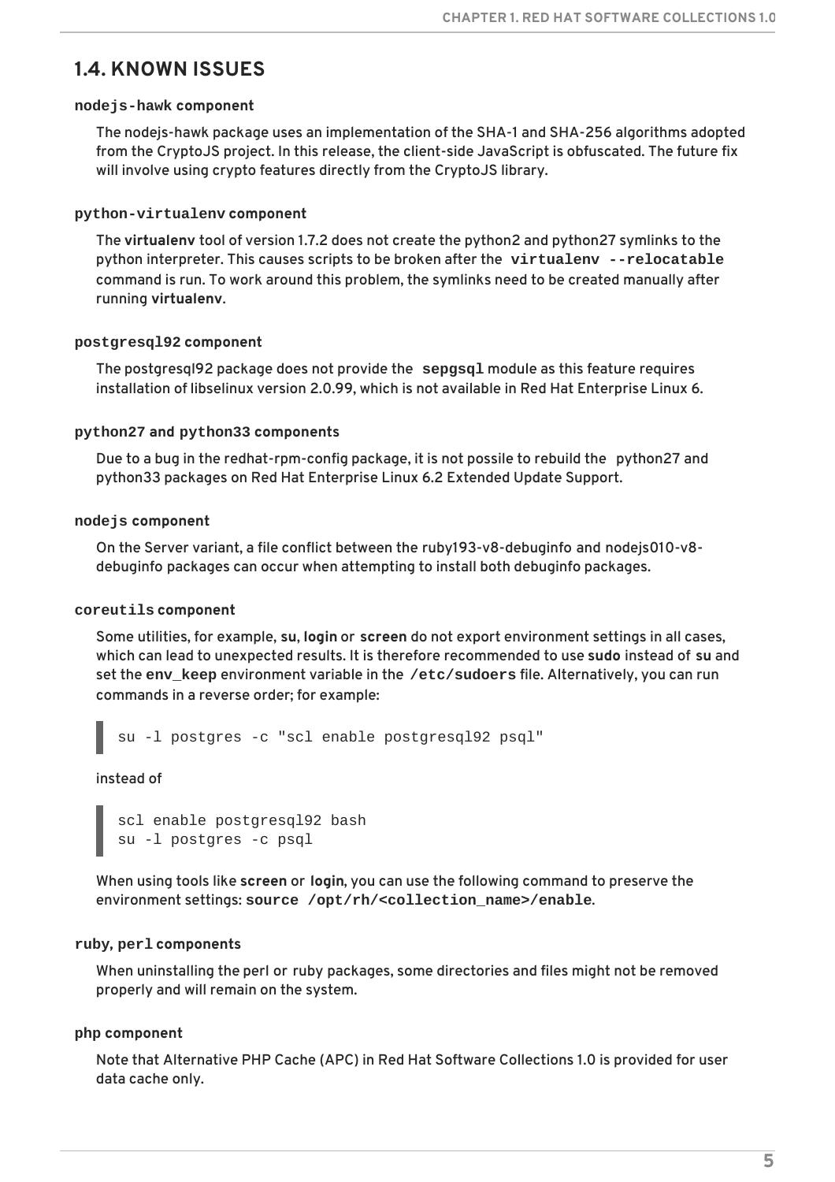## 1.4. KNOWN ISSUES

### `nodejs-hawk` component

The nodejs-hawk package uses an implementation of the SHA-1 and SHA-256 algorithms adopted from the CryptoJS project. In this release, the client-side JavaScript is obfuscated. The future fix will involve using crypto features directly from the CryptoJS library.

### `python-virtualenv` component

The **virtualenv** tool of version 1.7.2 does not create the python2 and python27 symlinks to the python interpreter. This causes scripts to be broken after the `virtualenv --relocatable` command is run. To work around this problem, the symlinks need to be created manually after running **virtualenv**.

### `postgresql92` component

The postgresql92 package does not provide the `sepgsql` module as this feature requires installation of libselinux version 2.0.99, which is not available in Red Hat Enterprise Linux 6.

### `python27` and `python33` components

Due to a bug in the redhat-rpm-config package, it is not possile to rebuild the python27 and python33 packages on Red Hat Enterprise Linux 6.2 Extended Update Support.

### `nodejs` component

On the Server variant, a file conflict between the ruby193-v8-debuginfo and nodejs010-v8-debuginfo packages can occur when attempting to install both debuginfo packages.

### `coreutils` component

Some utilities, for example, **su**, **login** or **screen** do not export environment settings in all cases, which can lead to unexpected results. It is therefore recommended to use **sudo** instead of **su** and set the `env_keep` environment variable in the `/etc/sudoers` file. Alternatively, you can run commands in a reverse order; for example:

```
su -l postgres -c "scl enable postgresql92 psql"
```

instead of

```
scl enable postgresql92 bash
su -l postgres -c psql
```

When using tools like **screen** or **login**, you can use the following command to preserve the environment settings: `source /opt/rh/<collection_name>/enable`.

### `ruby`, `perl` components

When uninstalling the perl or ruby packages, some directories and files might not be removed properly and will remain on the system.

### `php` component

Note that Alternative PHP Cache (APC) in Red Hat Software Collections 1.0 is provided for user data cache only.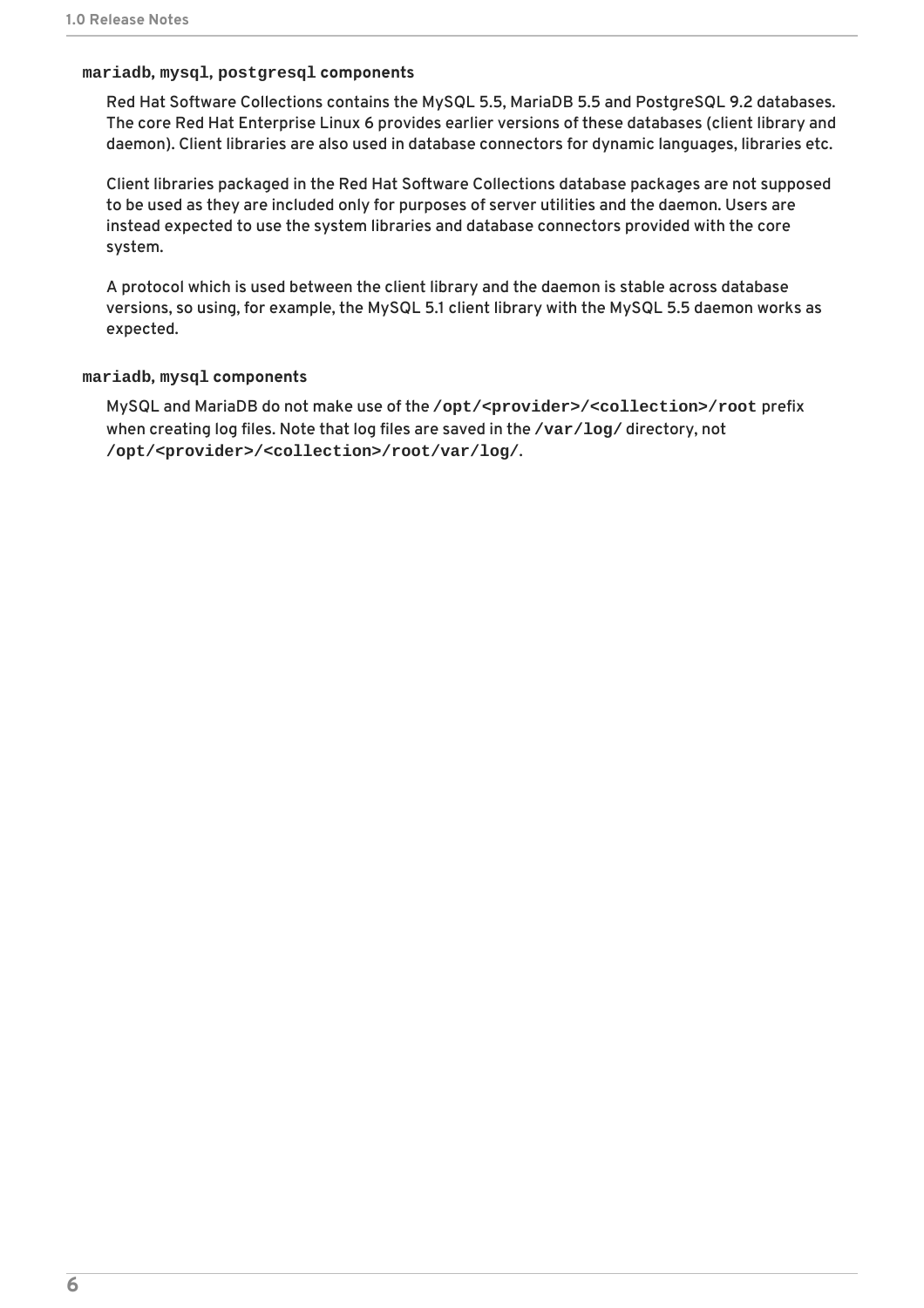#### `mariadb`, `mysql`, `postgresql` components

Red Hat Software Collections contains the MySQL 5.5, MariaDB 5.5 and PostgreSQL 9.2 databases. The core Red Hat Enterprise Linux 6 provides earlier versions of these databases (client library and daemon). Client libraries are also used in database connectors for dynamic languages, libraries etc.

Client libraries packaged in the Red Hat Software Collections database packages are not supposed to be used as they are included only for purposes of server utilities and the daemon. Users are instead expected to use the system libraries and database connectors provided with the core system.

A protocol which is used between the client library and the daemon is stable across database versions, so using, for example, the MySQL 5.1 client library with the MySQL 5.5 daemon works as expected.

#### `mariadb`, `mysql` components

MySQL and MariaDB do not make use of the **`/opt/<provider>/<collection>/root`** prefix when creating log files. Note that log files are saved in the **`/var/log/`** directory, not **`/opt/<provider>/<collection>/root/var/log/`**.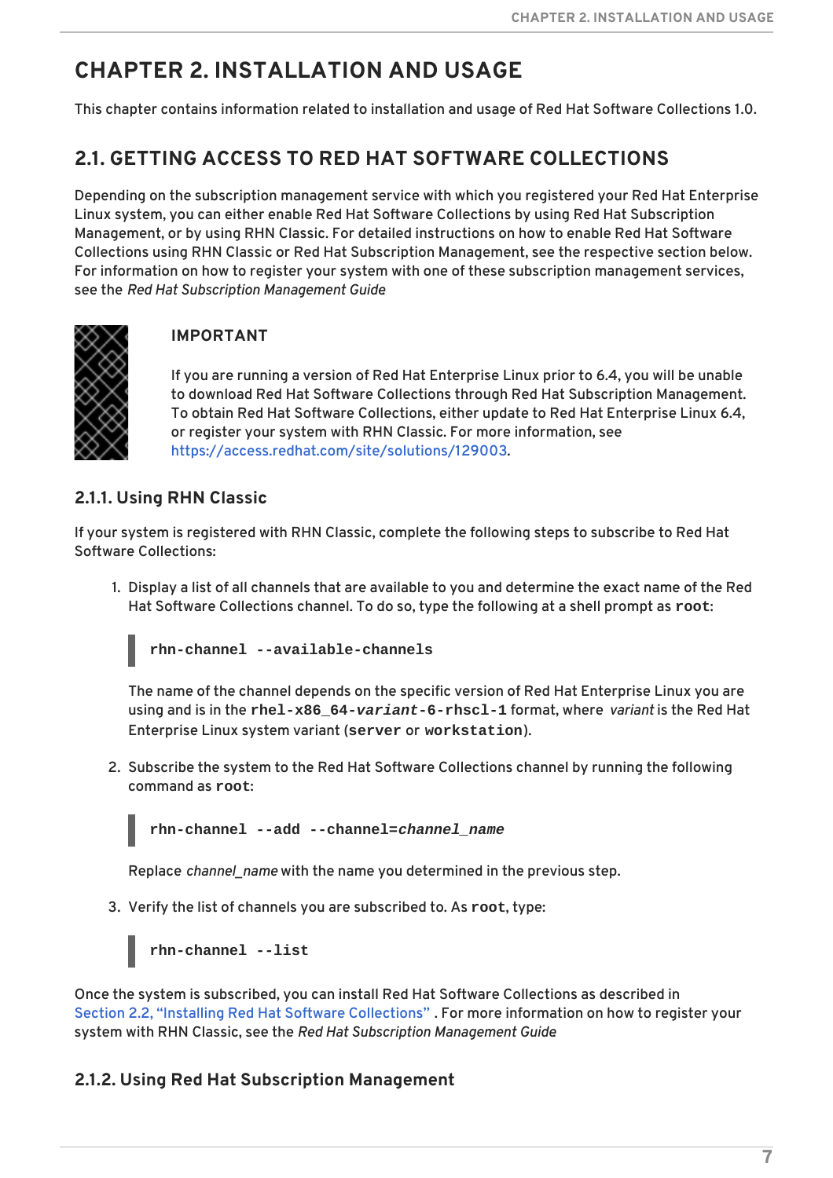# CHAPTER 2. INSTALLATION AND USAGE

This chapter contains information related to installation and usage of Red Hat Software Collections 1.0.

## 2.1. GETTING ACCESS TO RED HAT SOFTWARE COLLECTIONS

Depending on the subscription management service with which you registered your Red Hat Enterprise Linux system, you can either enable Red Hat Software Collections by using Red Hat Subscription Management, or by using RHN Classic. For detailed instructions on how to enable Red Hat Software Collections using RHN Classic or Red Hat Subscription Management, see the respective section below. For information on how to register your system with one of these subscription management services, see the *Red Hat Subscription Management Guide*

> **IMPORTANT**
>
> If you are running a version of Red Hat Enterprise Linux prior to 6.4, you will be unable to download Red Hat Software Collections through Red Hat Subscription Management. To obtain Red Hat Software Collections, either update to Red Hat Enterprise Linux 6.4, or register your system with RHN Classic. For more information, see https://access.redhat.com/site/solutions/129003.

### 2.1.1. Using RHN Classic

If your system is registered with RHN Classic, complete the following steps to subscribe to Red Hat Software Collections:

1. Display a list of all channels that are available to you and determine the exact name of the Red Hat Software Collections channel. To do so, type the following at a shell prompt as **root**:

   ```
   rhn-channel --available-channels
   ```

   The name of the channel depends on the specific version of Red Hat Enterprise Linux you are using and is in the `rhel-x86_64-variant-6-rhscl-1` format, where *variant* is the Red Hat Enterprise Linux system variant (`server` or `workstation`).

2. Subscribe the system to the Red Hat Software Collections channel by running the following command as **root**:

   ```
   rhn-channel --add --channel=channel_name
   ```

   Replace *channel_name* with the name you determined in the previous step.

3. Verify the list of channels you are subscribed to. As **root**, type:

   ```
   rhn-channel --list
   ```

Once the system is subscribed, you can install Red Hat Software Collections as described in Section 2.2, "Installing Red Hat Software Collections" . For more information on how to register your system with RHN Classic, see the *Red Hat Subscription Management Guide*

### 2.1.2. Using Red Hat Subscription Management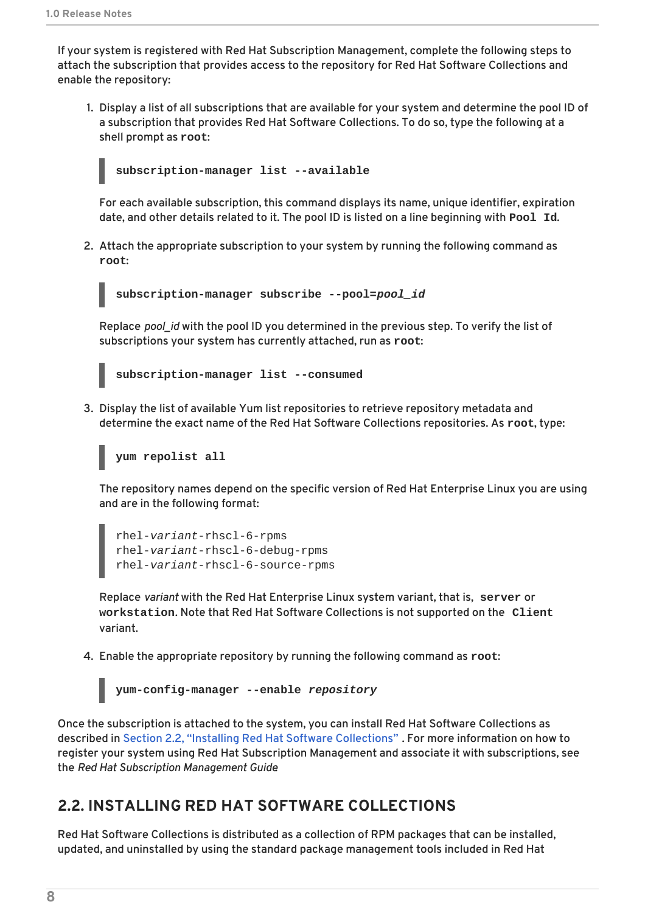If your system is registered with Red Hat Subscription Management, complete the following steps to attach the subscription that provides access to the repository for Red Hat Software Collections and enable the repository:

1. Display a list of all subscriptions that are available for your system and determine the pool ID of a subscription that provides Red Hat Software Collections. To do so, type the following at a shell prompt as **root**:

   ```
   subscription-manager list --available
   ```

   For each available subscription, this command displays its name, unique identifier, expiration date, and other details related to it. The pool ID is listed on a line beginning with **Pool Id**.

2. Attach the appropriate subscription to your system by running the following command as **root**:

   ```
   subscription-manager subscribe --pool=pool_id
   ```

   Replace *pool_id* with the pool ID you determined in the previous step. To verify the list of subscriptions your system has currently attached, run as **root**:

   ```
   subscription-manager list --consumed
   ```

3. Display the list of available Yum list repositories to retrieve repository metadata and determine the exact name of the Red Hat Software Collections repositories. As **root**, type:

   ```
   yum repolist all
   ```

   The repository names depend on the specific version of Red Hat Enterprise Linux you are using and are in the following format:

   ```
   rhel-variant-rhscl-6-rpms
   rhel-variant-rhscl-6-debug-rpms
   rhel-variant-rhscl-6-source-rpms
   ```

   Replace *variant* with the Red Hat Enterprise Linux system variant, that is, **server** or **workstation**. Note that Red Hat Software Collections is not supported on the **Client** variant.

4. Enable the appropriate repository by running the following command as **root**:

   ```
   yum-config-manager --enable repository
   ```

Once the subscription is attached to the system, you can install Red Hat Software Collections as described in Section 2.2, "Installing Red Hat Software Collections". For more information on how to register your system using Red Hat Subscription Management and associate it with subscriptions, see the *Red Hat Subscription Management Guide*

## 2.2. INSTALLING RED HAT SOFTWARE COLLECTIONS

Red Hat Software Collections is distributed as a collection of RPM packages that can be installed, updated, and uninstalled by using the standard package management tools included in Red Hat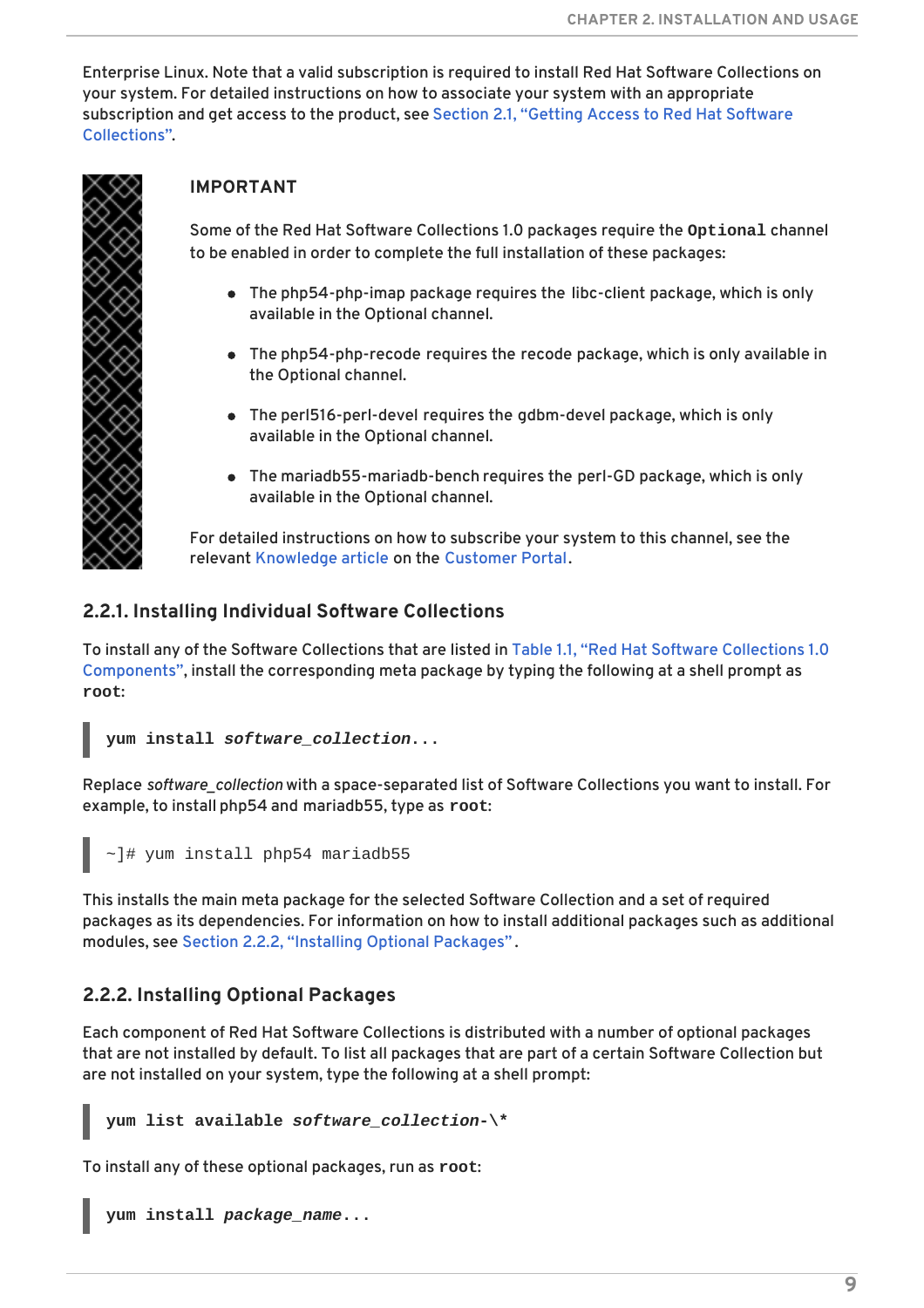Enterprise Linux. Note that a valid subscription is required to install Red Hat Software Collections on your system. For detailed instructions on how to associate your system with an appropriate subscription and get access to the product, see Section 2.1, "Getting Access to Red Hat Software Collections".

> **IMPORTANT**
>
> Some of the Red Hat Software Collections 1.0 packages require the **`Optional`** channel to be enabled in order to complete the full installation of these packages:
>
> - The php54-php-imap package requires the libc-client package, which is only available in the Optional channel.
> - The php54-php-recode requires the recode package, which is only available in the Optional channel.
> - The perl516-perl-devel requires the gdbm-devel package, which is only available in the Optional channel.
> - The mariadb55-mariadb-bench requires the perl-GD package, which is only available in the Optional channel.
>
> For detailed instructions on how to subscribe your system to this channel, see the relevant Knowledge article on the Customer Portal.

### 2.2.1. Installing Individual Software Collections

To install any of the Software Collections that are listed in Table 1.1, "Red Hat Software Collections 1.0 Components", install the corresponding meta package by typing the following at a shell prompt as **`root`**:

```
yum install software_collection...
```

Replace *software_collection* with a space-separated list of Software Collections you want to install. For example, to install php54 and mariadb55, type as **`root`**:

```
~]# yum install php54 mariadb55
```

This installs the main meta package for the selected Software Collection and a set of required packages as its dependencies. For information on how to install additional packages such as additional modules, see Section 2.2.2, "Installing Optional Packages".

### 2.2.2. Installing Optional Packages

Each component of Red Hat Software Collections is distributed with a number of optional packages that are not installed by default. To list all packages that are part of a certain Software Collection but are not installed on your system, type the following at a shell prompt:

```
yum list available software_collection-\*
```

To install any of these optional packages, run as **`root`**:

```
yum install package_name...
```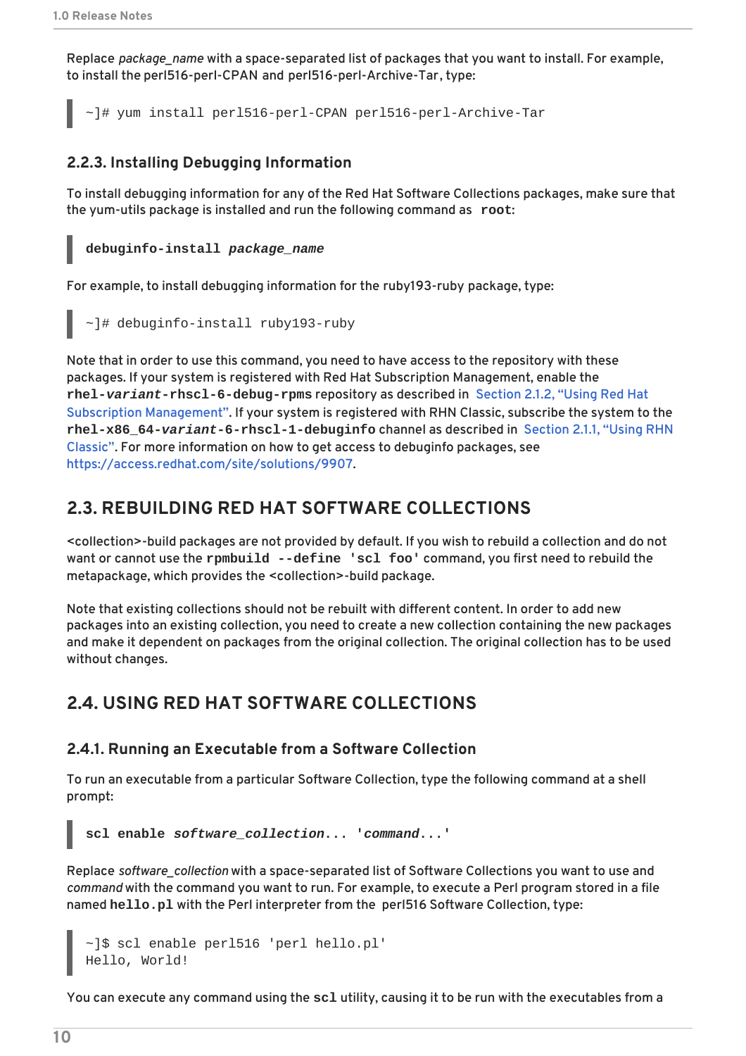Replace *package_name* with a space-separated list of packages that you want to install. For example, to install the perl516-perl-CPAN and perl516-perl-Archive-Tar, type:

```
~]# yum install perl516-perl-CPAN perl516-perl-Archive-Tar
```

### 2.2.3. Installing Debugging Information

To install debugging information for any of the Red Hat Software Collections packages, make sure that the yum-utils package is installed and run the following command as **root**:

```
debuginfo-install package_name
```

For example, to install debugging information for the ruby193-ruby package, type:

```
~]# debuginfo-install ruby193-ruby
```

Note that in order to use this command, you need to have access to the repository with these packages. If your system is registered with Red Hat Subscription Management, enable the **rhel-*variant*-rhscl-6-debug-rpms** repository as described in Section 2.1.2, "Using Red Hat Subscription Management". If your system is registered with RHN Classic, subscribe the system to the **rhel-x86_64-*variant*-6-rhscl-1-debuginfo** channel as described in Section 2.1.1, "Using RHN Classic". For more information on how to get access to debuginfo packages, see https://access.redhat.com/site/solutions/9907.

## 2.3. REBUILDING RED HAT SOFTWARE COLLECTIONS

<collection>-build packages are not provided by default. If you wish to rebuild a collection and do not want or cannot use the **rpmbuild --define 'scl foo'** command, you first need to rebuild the metapackage, which provides the <collection>-build package.

Note that existing collections should not be rebuilt with different content. In order to add new packages into an existing collection, you need to create a new collection containing the new packages and make it dependent on packages from the original collection. The original collection has to be used without changes.

## 2.4. USING RED HAT SOFTWARE COLLECTIONS

### 2.4.1. Running an Executable from a Software Collection

To run an executable from a particular Software Collection, type the following command at a shell prompt:

```
scl enable software_collection... 'command...'
```

Replace *software_collection* with a space-separated list of Software Collections you want to use and *command* with the command you want to run. For example, to execute a Perl program stored in a file named **hello.pl** with the Perl interpreter from the perl516 Software Collection, type:

```
~]$ scl enable perl516 'perl hello.pl'
Hello, World!
```

You can execute any command using the **scl** utility, causing it to be run with the executables from a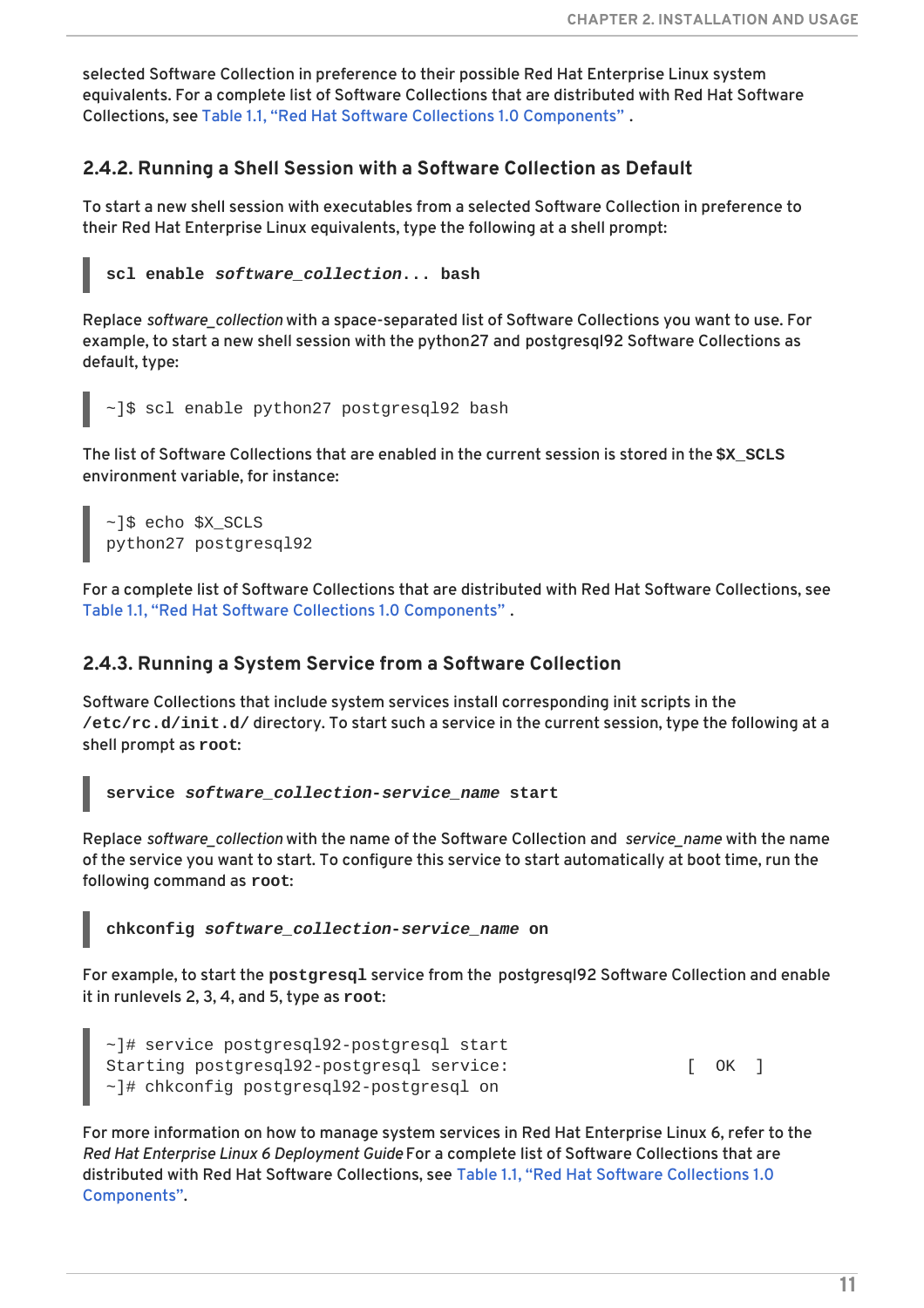selected Software Collection in preference to their possible Red Hat Enterprise Linux system equivalents. For a complete list of Software Collections that are distributed with Red Hat Software Collections, see Table 1.1, “Red Hat Software Collections 1.0 Components” .

### 2.4.2. Running a Shell Session with a Software Collection as Default

To start a new shell session with executables from a selected Software Collection in preference to their Red Hat Enterprise Linux equivalents, type the following at a shell prompt:

```
scl enable software_collection... bash
```

Replace *software_collection* with a space-separated list of Software Collections you want to use. For example, to start a new shell session with the python27 and postgresql92 Software Collections as default, type:

```
~]$ scl enable python27 postgresql92 bash
```

The list of Software Collections that are enabled in the current session is stored in the **$X_SCLS** environment variable, for instance:

```
~]$ echo $X_SCLS
python27 postgresql92
```

For a complete list of Software Collections that are distributed with Red Hat Software Collections, see Table 1.1, “Red Hat Software Collections 1.0 Components” .

### 2.4.3. Running a System Service from a Software Collection

Software Collections that include system services install corresponding init scripts in the **/etc/rc.d/init.d/** directory. To start such a service in the current session, type the following at a shell prompt as **root**:

```
service software_collection-service_name start
```

Replace *software_collection* with the name of the Software Collection and *service_name* with the name of the service you want to start. To configure this service to start automatically at boot time, run the following command as **root**:

```
chkconfig software_collection-service_name on
```

For example, to start the **postgresql** service from the postgresql92 Software Collection and enable it in runlevels 2, 3, 4, and 5, type as **root**:

```
~]# service postgresql92-postgresql start
Starting postgresql92-postgresql service:                  [  OK  ]
~]# chkconfig postgresql92-postgresql on
```

For more information on how to manage system services in Red Hat Enterprise Linux 6, refer to the *Red Hat Enterprise Linux 6 Deployment Guide* For a complete list of Software Collections that are distributed with Red Hat Software Collections, see Table 1.1, “Red Hat Software Collections 1.0 Components”.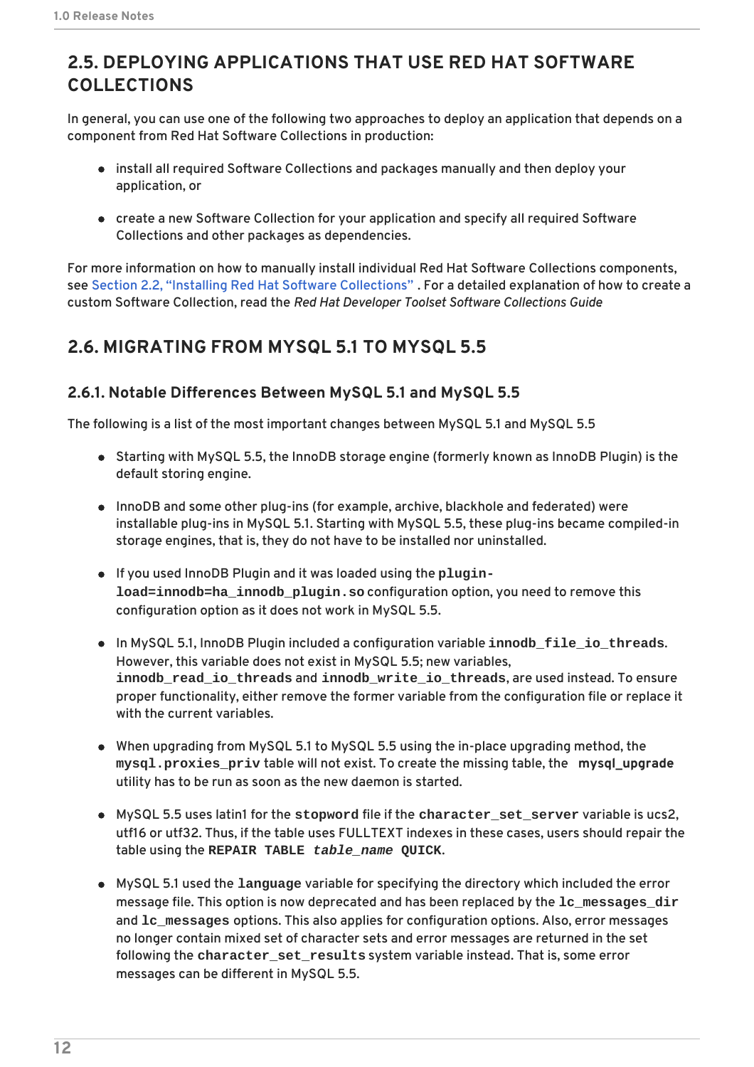## 2.5. DEPLOYING APPLICATIONS THAT USE RED HAT SOFTWARE COLLECTIONS

In general, you can use one of the following two approaches to deploy an application that depends on a component from Red Hat Software Collections in production:

- install all required Software Collections and packages manually and then deploy your application, or
- create a new Software Collection for your application and specify all required Software Collections and other packages as dependencies.

For more information on how to manually install individual Red Hat Software Collections components, see Section 2.2, "Installing Red Hat Software Collections" . For a detailed explanation of how to create a custom Software Collection, read the *Red Hat Developer Toolset Software Collections Guide*

## 2.6. MIGRATING FROM MYSQL 5.1 TO MYSQL 5.5

### 2.6.1. Notable Differences Between MySQL 5.1 and MySQL 5.5

The following is a list of the most important changes between MySQL 5.1 and MySQL 5.5

- Starting with MySQL 5.5, the InnoDB storage engine (formerly known as InnoDB Plugin) is the default storing engine.
- InnoDB and some other plug-ins (for example, archive, blackhole and federated) were installable plug-ins in MySQL 5.1. Starting with MySQL 5.5, these plug-ins became compiled-in storage engines, that is, they do not have to be installed nor uninstalled.
- If you used InnoDB Plugin and it was loaded using the **`plugin-load=innodb=ha_innodb_plugin.so`** configuration option, you need to remove this configuration option as it does not work in MySQL 5.5.
- In MySQL 5.1, InnoDB Plugin included a configuration variable **`innodb_file_io_threads`**. However, this variable does not exist in MySQL 5.5; new variables, **`innodb_read_io_threads`** and **`innodb_write_io_threads`**, are used instead. To ensure proper functionality, either remove the former variable from the configuration file or replace it with the current variables.
- When upgrading from MySQL 5.1 to MySQL 5.5 using the in-place upgrading method, the **`mysql.proxies_priv`** table will not exist. To create the missing table, the **mysql_upgrade** utility has to be run as soon as the new daemon is started.
- MySQL 5.5 uses latin1 for the **`stopword`** file if the **`character_set_server`** variable is ucs2, utf16 or utf32. Thus, if the table uses FULLTEXT indexes in these cases, users should repair the table using the **`REPAIR TABLE`** ***`table_name`*** **`QUICK`**.
- MySQL 5.1 used the **`language`** variable for specifying the directory which included the error message file. This option is now deprecated and has been replaced by the **`lc_messages_dir`** and **`lc_messages`** options. This also applies for configuration options. Also, error messages no longer contain mixed set of character sets and error messages are returned in the set following the **`character_set_results`** system variable instead. That is, some error messages can be different in MySQL 5.5.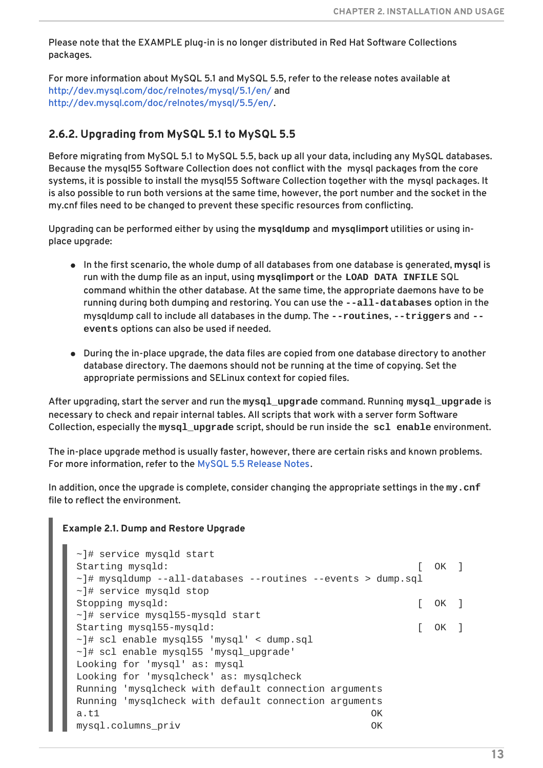Please note that the EXAMPLE plug-in is no longer distributed in Red Hat Software Collections packages.

For more information about MySQL 5.1 and MySQL 5.5, refer to the release notes available at http://dev.mysql.com/doc/relnotes/mysql/5.1/en/ and http://dev.mysql.com/doc/relnotes/mysql/5.5/en/.

### 2.6.2. Upgrading from MySQL 5.1 to MySQL 5.5

Before migrating from MySQL 5.1 to MySQL 5.5, back up all your data, including any MySQL databases. Because the mysql55 Software Collection does not conflict with the mysql packages from the core systems, it is possible to install the mysql55 Software Collection together with the mysql packages. It is also possible to run both versions at the same time, however, the port number and the socket in the my.cnf files need to be changed to prevent these specific resources from conflicting.

Upgrading can be performed either by using the **mysqldump** and **mysqlimport** utilities or using in-place upgrade:

- In the first scenario, the whole dump of all databases from one database is generated, **mysql** is run with the dump file as an input, using **mysqlimport** or the `LOAD DATA INFILE` SQL command whithin the other database. At the same time, the appropriate daemons have to be running during both dumping and restoring. You can use the `--all-databases` option in the mysqldump call to include all databases in the dump. The `--routines`, `--triggers` and `--events` options can also be used if needed.

- During the in-place upgrade, the data files are copied from one database directory to another database directory. The daemons should not be running at the time of copying. Set the appropriate permissions and SELinux context for copied files.

After upgrading, start the server and run the `mysql_upgrade` command. Running `mysql_upgrade` is necessary to check and repair internal tables. All scripts that work with a server form Software Collection, especially the `mysql_upgrade` script, should be run inside the `scl enable` environment.

The in-place upgrade method is usually faster, however, there are certain risks and known problems. For more information, refer to the MySQL 5.5 Release Notes.

In addition, once the upgrade is complete, consider changing the appropriate settings in the `my.cnf` file to reflect the environment.

**Example 2.1. Dump and Restore Upgrade**

```
~]# service mysqld start
Starting mysqld:                                           [  OK  ]
~]# mysqldump --all-databases --routines --events > dump.sql
~]# service mysqld stop
Stopping mysqld:                                           [  OK  ]
~]# service mysql55-mysqld start
Starting mysql55-mysqld:                                   [  OK  ]
~]# scl enable mysql55 'mysql' < dump.sql
~]# scl enable mysql55 'mysql_upgrade'
Looking for 'mysql' as: mysql
Looking for 'mysqlcheck' as: mysqlcheck
Running 'mysqlcheck with default connection arguments
Running 'mysqlcheck with default connection arguments
a.t1                                               OK
mysql.columns_priv                                 OK
```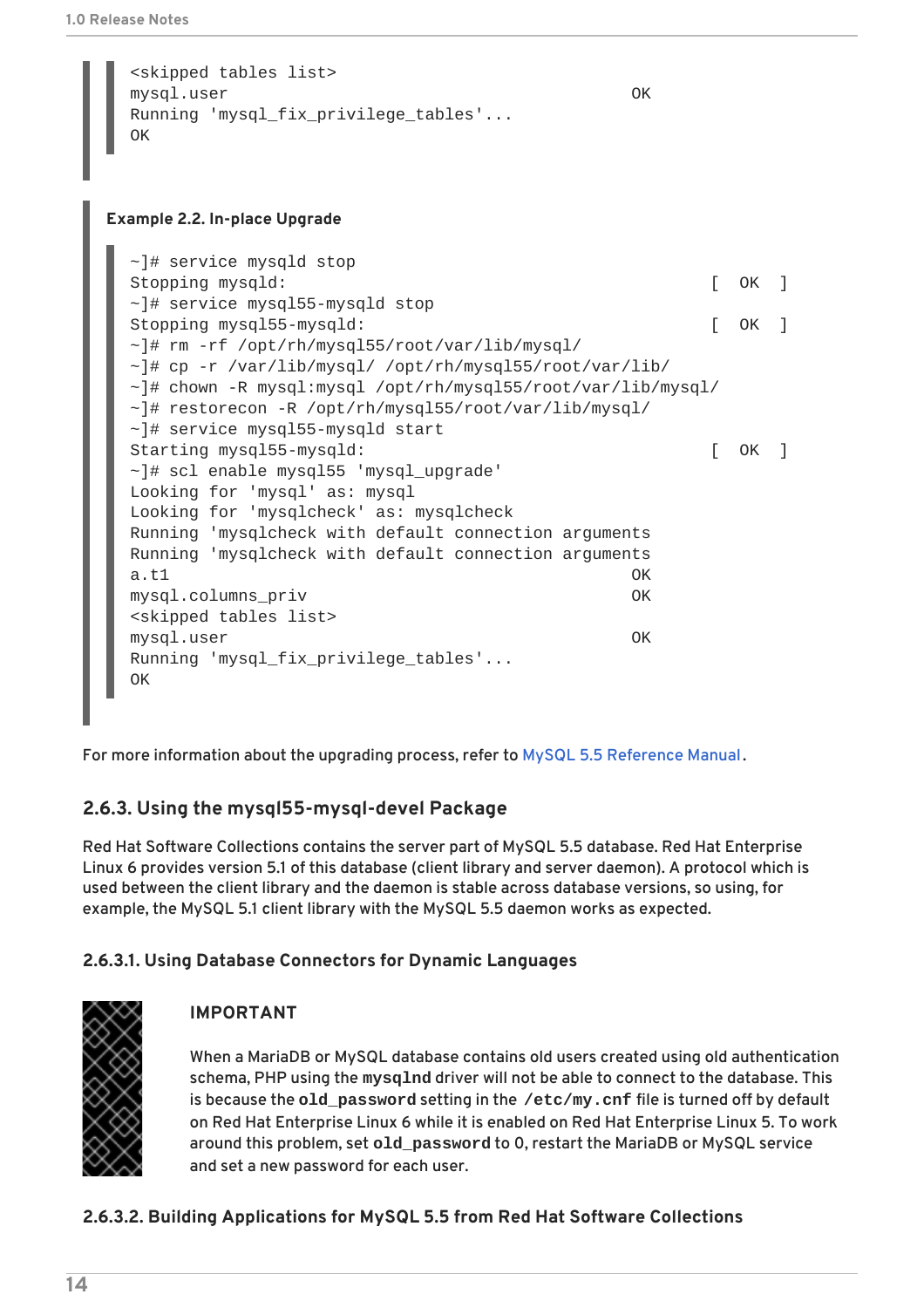```
<skipped tables list>
mysql.user                                          OK
Running 'mysql_fix_privilege_tables'...
OK
```

**Example 2.2. In-place Upgrade**

```
~]# service mysqld stop
Stopping mysqld:                                               [  OK  ]
~]# service mysql55-mysqld stop
Stopping mysql55-mysqld:                                       [  OK  ]
~]# rm -rf /opt/rh/mysql55/root/var/lib/mysql/
~]# cp -r /var/lib/mysql/ /opt/rh/mysql55/root/var/lib/
~]# chown -R mysql:mysql /opt/rh/mysql55/root/var/lib/mysql/
~]# restorecon -R /opt/rh/mysql55/root/var/lib/mysql/
~]# service mysql55-mysqld start
Starting mysql55-mysqld:                                       [  OK  ]
~]# scl enable mysql55 'mysql_upgrade'
Looking for 'mysql' as: mysql
Looking for 'mysqlcheck' as: mysqlcheck
Running 'mysqlcheck with default connection arguments
Running 'mysqlcheck with default connection arguments
a.t1                                                OK
mysql.columns_priv                                  OK
<skipped tables list>
mysql.user                                          OK
Running 'mysql_fix_privilege_tables'...
OK
```

For more information about the upgrading process, refer to MySQL 5.5 Reference Manual.

### 2.6.3. Using the mysql55-mysql-devel Package

Red Hat Software Collections contains the server part of MySQL 5.5 database. Red Hat Enterprise Linux 6 provides version 5.1 of this database (client library and server daemon). A protocol which is used between the client library and the daemon is stable across database versions, so using, for example, the MySQL 5.1 client library with the MySQL 5.5 daemon works as expected.

#### 2.6.3.1. Using Database Connectors for Dynamic Languages

**IMPORTANT**

When a MariaDB or MySQL database contains old users created using old authentication schema, PHP using the **mysqlnd** driver will not be able to connect to the database. This is because the **old_password** setting in the `/etc/my.cnf` file is turned off by default on Red Hat Enterprise Linux 6 while it is enabled on Red Hat Enterprise Linux 5. To work around this problem, set **old_password** to 0, restart the MariaDB or MySQL service and set a new password for each user.

#### 2.6.3.2. Building Applications for MySQL 5.5 from Red Hat Software Collections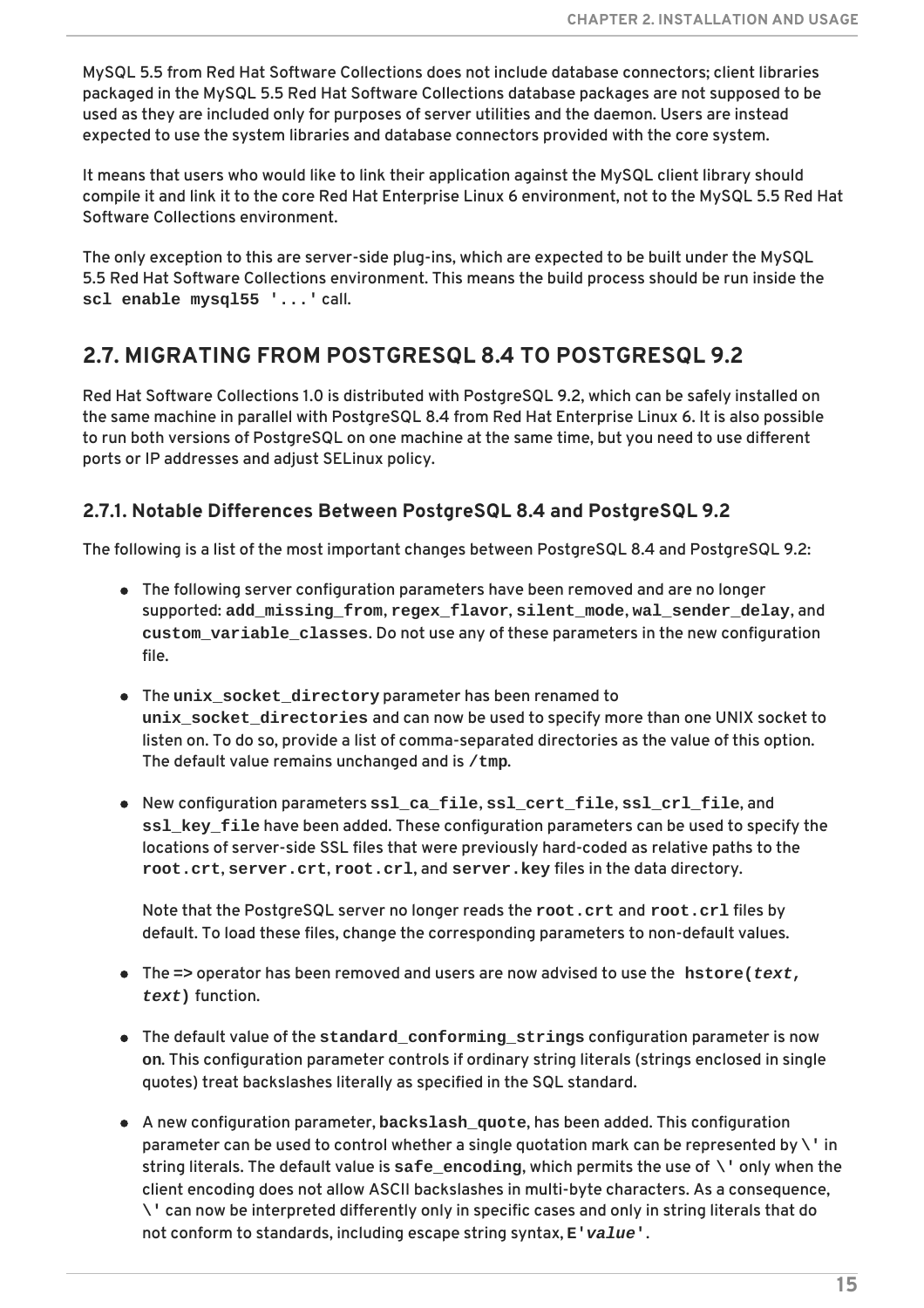MySQL 5.5 from Red Hat Software Collections does not include database connectors; client libraries packaged in the MySQL 5.5 Red Hat Software Collections database packages are not supposed to be used as they are included only for purposes of server utilities and the daemon. Users are instead expected to use the system libraries and database connectors provided with the core system.

It means that users who would like to link their application against the MySQL client library should compile it and link it to the core Red Hat Enterprise Linux 6 environment, not to the MySQL 5.5 Red Hat Software Collections environment.

The only exception to this are server-side plug-ins, which are expected to be built under the MySQL 5.5 Red Hat Software Collections environment. This means the build process should be run inside the **`scl enable mysql55 '...'`** call.

## 2.7. MIGRATING FROM POSTGRESQL 8.4 TO POSTGRESQL 9.2

Red Hat Software Collections 1.0 is distributed with PostgreSQL 9.2, which can be safely installed on the same machine in parallel with PostgreSQL 8.4 from Red Hat Enterprise Linux 6. It is also possible to run both versions of PostgreSQL on one machine at the same time, but you need to use different ports or IP addresses and adjust SELinux policy.

### 2.7.1. Notable Differences Between PostgreSQL 8.4 and PostgreSQL 9.2

The following is a list of the most important changes between PostgreSQL 8.4 and PostgreSQL 9.2:

- The following server configuration parameters have been removed and are no longer supported: **`add_missing_from`**, **`regex_flavor`**, **`silent_mode`**, **`wal_sender_delay`**, and **`custom_variable_classes`**. Do not use any of these parameters in the new configuration file.

- The **`unix_socket_directory`** parameter has been renamed to **`unix_socket_directories`** and can now be used to specify more than one UNIX socket to listen on. To do so, provide a list of comma-separated directories as the value of this option. The default value remains unchanged and is **`/tmp`**.

- New configuration parameters **`ssl_ca_file`**, **`ssl_cert_file`**, **`ssl_crl_file`**, and **`ssl_key_file`** have been added. These configuration parameters can be used to specify the locations of server-side SSL files that were previously hard-coded as relative paths to the **`root.crt`**, **`server.crt`**, **`root.crl`**, and **`server.key`** files in the data directory.

  Note that the PostgreSQL server no longer reads the **`root.crt`** and **`root.crl`** files by default. To load these files, change the corresponding parameters to non-default values.

- The **=>** operator has been removed and users are now advised to use the **`hstore(`*`text`*`, `*`text`*`)`** function.

- The default value of the **`standard_conforming_strings`** configuration parameter is now **on**. This configuration parameter controls if ordinary string literals (strings enclosed in single quotes) treat backslashes literally as specified in the SQL standard.

- A new configuration parameter, **`backslash_quote`**, has been added. This configuration parameter can be used to control whether a single quotation mark can be represented by **`\'`** in string literals. The default value is **`safe_encoding`**, which permits the use of **`\'`** only when the client encoding does not allow ASCII backslashes in multi-byte characters. As a consequence, **`\'`** can now be interpreted differently only in specific cases and only in string literals that do not conform to standards, including escape string syntax, **`E'`*`value`*`'`**.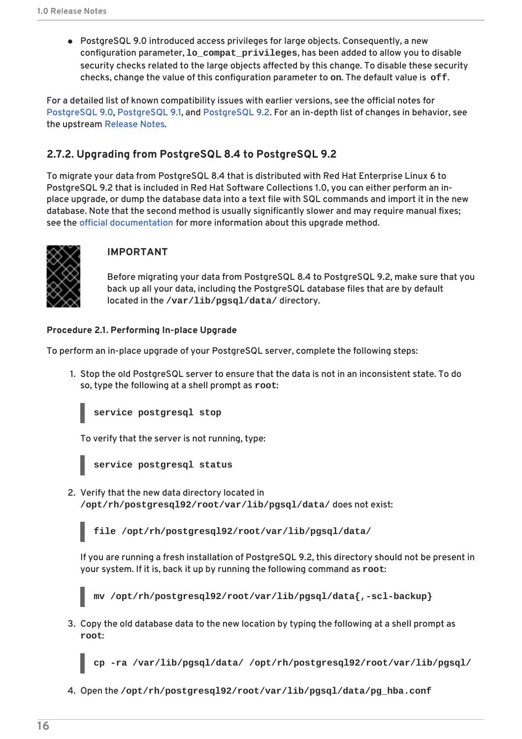- PostgreSQL 9.0 introduced access privileges for large objects. Consequently, a new configuration parameter, **lo_compat_privileges**, has been added to allow you to disable security checks related to the large objects affected by this change. To disable these security checks, change the value of this configuration parameter to **on**. The default value is **off**.

For a detailed list of known compatibility issues with earlier versions, see the official notes for PostgreSQL 9.0, PostgreSQL 9.1, and PostgreSQL 9.2. For an in-depth list of changes in behavior, see the upstream Release Notes.

### 2.7.2. Upgrading from PostgreSQL 8.4 to PostgreSQL 9.2

To migrate your data from PostgreSQL 8.4 that is distributed with Red Hat Enterprise Linux 6 to PostgreSQL 9.2 that is included in Red Hat Software Collections 1.0, you can either perform an in-place upgrade, or dump the database data into a text file with SQL commands and import it in the new database. Note that the second method is usually significantly slower and may require manual fixes; see the official documentation for more information about this upgrade method.

**IMPORTANT**

Before migrating your data from PostgreSQL 8.4 to PostgreSQL 9.2, make sure that you back up all your data, including the PostgreSQL database files that are by default located in the **/var/lib/pgsql/data/** directory.

**Procedure 2.1. Performing In-place Upgrade**

To perform an in-place upgrade of your PostgreSQL server, complete the following steps:

1. Stop the old PostgreSQL server to ensure that the data is not in an inconsistent state. To do so, type the following at a shell prompt as **root**:

   ```
   service postgresql stop
   ```

   To verify that the server is not running, type:

   ```
   service postgresql status
   ```

2. Verify that the new data directory located in **/opt/rh/postgresql92/root/var/lib/pgsql/data/** does not exist:

   ```
   file /opt/rh/postgresql92/root/var/lib/pgsql/data/
   ```

   If you are running a fresh installation of PostgreSQL 9.2, this directory should not be present in your system. If it is, back it up by running the following command as **root**:

   ```
   mv /opt/rh/postgresql92/root/var/lib/pgsql/data{,-scl-backup}
   ```

3. Copy the old database data to the new location by typing the following at a shell prompt as **root**:

   ```
   cp -ra /var/lib/pgsql/data/ /opt/rh/postgresql92/root/var/lib/pgsql/
   ```

4. Open the **/opt/rh/postgresql92/root/var/lib/pgsql/data/pg_hba.conf**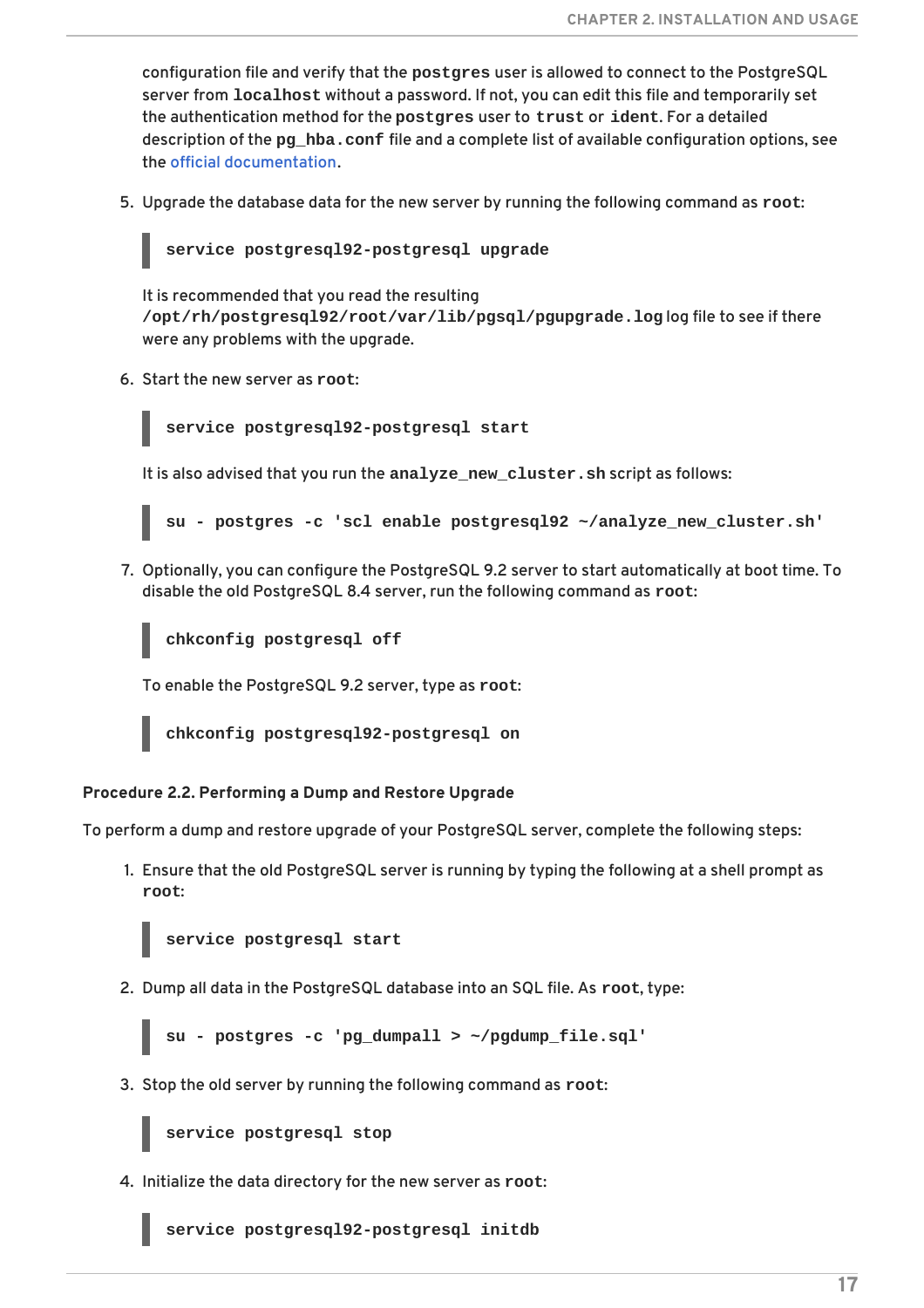configuration file and verify that the **postgres** user is allowed to connect to the PostgreSQL server from **localhost** without a password. If not, you can edit this file and temporarily set the authentication method for the **postgres** user to **trust** or **ident**. For a detailed description of the **pg_hba.conf** file and a complete list of available configuration options, see the official documentation.

5. Upgrade the database data for the new server by running the following command as **root**:

```
service postgresql92-postgresql upgrade
```

   It is recommended that you read the resulting **/opt/rh/postgresql92/root/var/lib/pgsql/pgupgrade.log** log file to see if there were any problems with the upgrade.

6. Start the new server as **root**:

```
service postgresql92-postgresql start
```

   It is also advised that you run the **analyze_new_cluster.sh** script as follows:

```
su - postgres -c 'scl enable postgresql92 ~/analyze_new_cluster.sh'
```

7. Optionally, you can configure the PostgreSQL 9.2 server to start automatically at boot time. To disable the old PostgreSQL 8.4 server, run the following command as **root**:

```
chkconfig postgresql off
```

   To enable the PostgreSQL 9.2 server, type as **root**:

```
chkconfig postgresql92-postgresql on
```

**Procedure 2.2. Performing a Dump and Restore Upgrade**

To perform a dump and restore upgrade of your PostgreSQL server, complete the following steps:

1. Ensure that the old PostgreSQL server is running by typing the following at a shell prompt as **root**:

```
service postgresql start
```

2. Dump all data in the PostgreSQL database into an SQL file. As **root**, type:

```
su - postgres -c 'pg_dumpall > ~/pgdump_file.sql'
```

3. Stop the old server by running the following command as **root**:

```
service postgresql stop
```

4. Initialize the data directory for the new server as **root**:

```
service postgresql92-postgresql initdb
```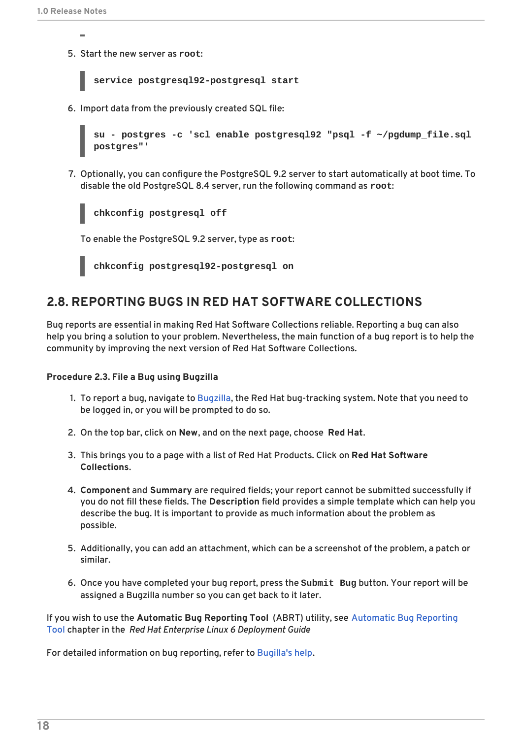5. Start the new server as **root**:

```
service postgresql92-postgresql start
```

6. Import data from the previously created SQL file:

```
su - postgres -c 'scl enable postgresql92 "psql -f ~/pgdump_file.sql postgres"'
```

7. Optionally, you can configure the PostgreSQL 9.2 server to start automatically at boot time. To disable the old PostgreSQL 8.4 server, run the following command as **root**:

```
chkconfig postgresql off
```

To enable the PostgreSQL 9.2 server, type as **root**:

```
chkconfig postgresql92-postgresql on
```

## 2.8. REPORTING BUGS IN RED HAT SOFTWARE COLLECTIONS

Bug reports are essential in making Red Hat Software Collections reliable. Reporting a bug can also help you bring a solution to your problem. Nevertheless, the main function of a bug report is to help the community by improving the next version of Red Hat Software Collections.

**Procedure 2.3. File a Bug using Bugzilla**

1. To report a bug, navigate to Bugzilla, the Red Hat bug-tracking system. Note that you need to be logged in, or you will be prompted to do so.

2. On the top bar, click on **New**, and on the next page, choose **Red Hat**.

3. This brings you to a page with a list of Red Hat Products. Click on **Red Hat Software Collections**.

4. **Component** and **Summary** are required fields; your report cannot be submitted successfully if you do not fill these fields. The **Description** field provides a simple template which can help you describe the bug. It is important to provide as much information about the problem as possible.

5. Additionally, you can add an attachment, which can be a screenshot of the problem, a patch or similar.

6. Once you have completed your bug report, press the **Submit Bug** button. Your report will be assigned a Bugzilla number so you can get back to it later.

If you wish to use the **Automatic Bug Reporting Tool** (ABRT) utility, see Automatic Bug Reporting Tool chapter in the *Red Hat Enterprise Linux 6 Deployment Guide*

For detailed information on bug reporting, refer to Bugilla's help.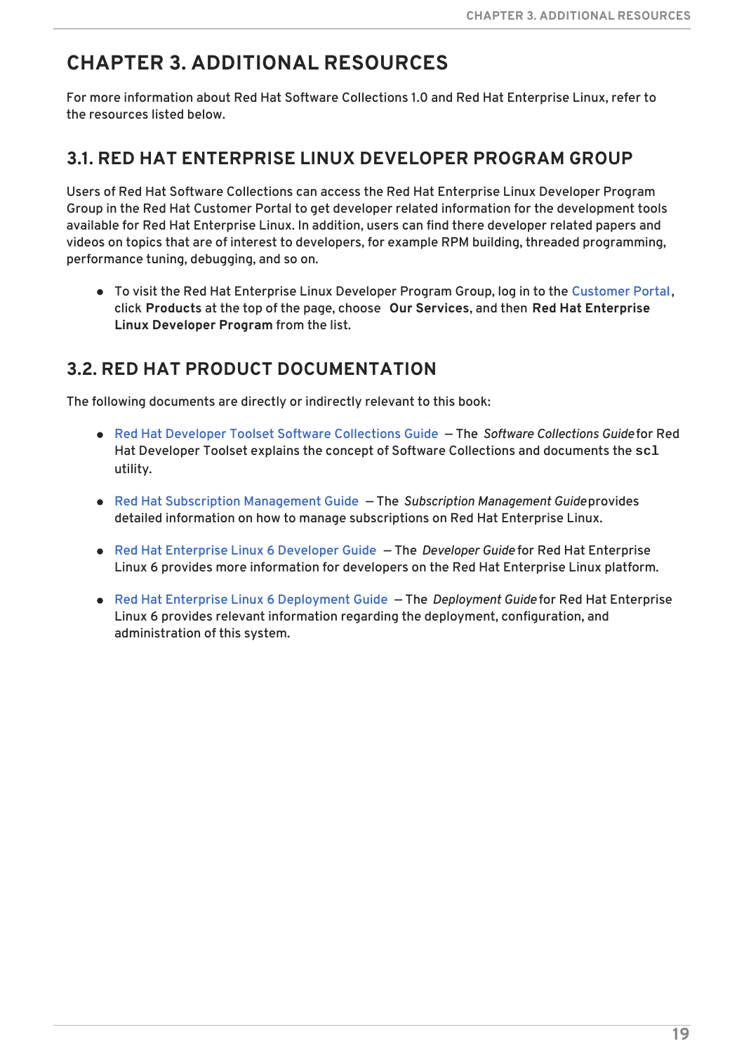# CHAPTER 3. ADDITIONAL RESOURCES

For more information about Red Hat Software Collections 1.0 and Red Hat Enterprise Linux, refer to the resources listed below.

## 3.1. RED HAT ENTERPRISE LINUX DEVELOPER PROGRAM GROUP

Users of Red Hat Software Collections can access the Red Hat Enterprise Linux Developer Program Group in the Red Hat Customer Portal to get developer related information for the development tools available for Red Hat Enterprise Linux. In addition, users can find there developer related papers and videos on topics that are of interest to developers, for example RPM building, threaded programming, performance tuning, debugging, and so on.

- To visit the Red Hat Enterprise Linux Developer Program Group, log in to the Customer Portal, click **Products** at the top of the page, choose **Our Services**, and then **Red Hat Enterprise Linux Developer Program** from the list.

## 3.2. RED HAT PRODUCT DOCUMENTATION

The following documents are directly or indirectly relevant to this book:

- Red Hat Developer Toolset Software Collections Guide — The *Software Collections Guide* for Red Hat Developer Toolset explains the concept of Software Collections and documents the `scl` utility.
- Red Hat Subscription Management Guide — The *Subscription Management Guide* provides detailed information on how to manage subscriptions on Red Hat Enterprise Linux.
- Red Hat Enterprise Linux 6 Developer Guide — The *Developer Guide* for Red Hat Enterprise Linux 6 provides more information for developers on the Red Hat Enterprise Linux platform.
- Red Hat Enterprise Linux 6 Deployment Guide — The *Deployment Guide* for Red Hat Enterprise Linux 6 provides relevant information regarding the deployment, configuration, and administration of this system.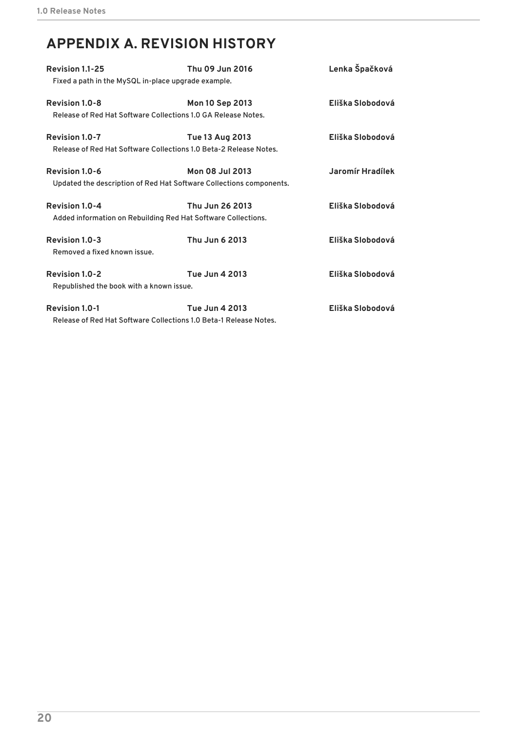# APPENDIX A. REVISION HISTORY

**Revision 1.1-25** **Thu 09 Jun 2016** **Lenka Špačková**

Fixed a path in the MySQL in-place upgrade example.

**Revision 1.0-8** **Mon 10 Sep 2013** **Eliška Slobodová**

Release of Red Hat Software Collections 1.0 GA Release Notes.

**Revision 1.0-7** **Tue 13 Aug 2013** **Eliška Slobodová**

Release of Red Hat Software Collections 1.0 Beta-2 Release Notes.

**Revision 1.0-6** **Mon 08 Jul 2013** **Jaromír Hradílek**

Updated the description of Red Hat Software Collections components.

**Revision 1.0-4** **Thu Jun 26 2013** **Eliška Slobodová**

Added information on Rebuilding Red Hat Software Collections.

**Revision 1.0-3** **Thu Jun 6 2013** **Eliška Slobodová**

Removed a fixed known issue.

**Revision 1.0-2** **Tue Jun 4 2013** **Eliška Slobodová**

Republished the book with a known issue.

**Revision 1.0-1** **Tue Jun 4 2013** **Eliška Slobodová**

Release of Red Hat Software Collections 1.0 Beta-1 Release Notes.